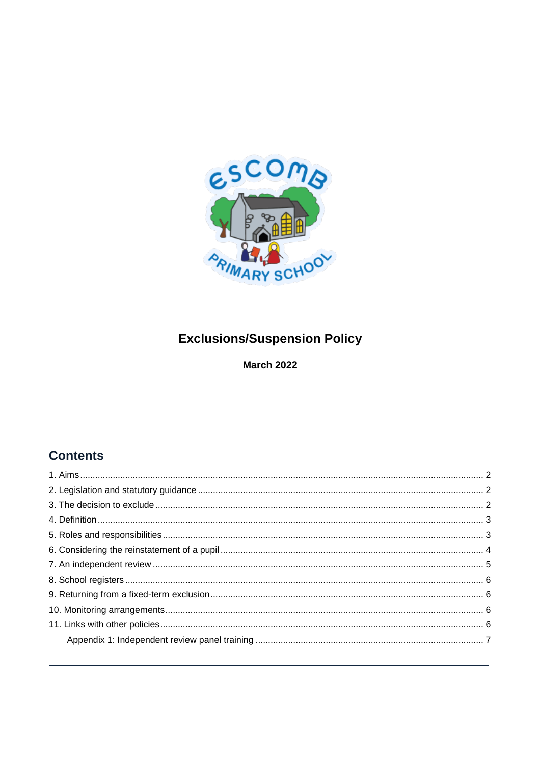# Exclusions/Suspension Policy

**March 2022**

## Contents

1. Aims ........ 2
2. Legislation and statutory guidance ........ 2
3. The decision to exclude ........ 2
4. Definition ........ 3
5. Roles and responsibilities ........ 3
6. Considering the reinstatement of a pupil ........ 4
7. An independent review ........ 5
8. School registers ........ 6
9. Returning from a fixed-term exclusion ........ 6
10. Monitoring arrangements ........ 6
11. Links with other policies ........ 6

    Appendix 1: Independent review panel training ........ 7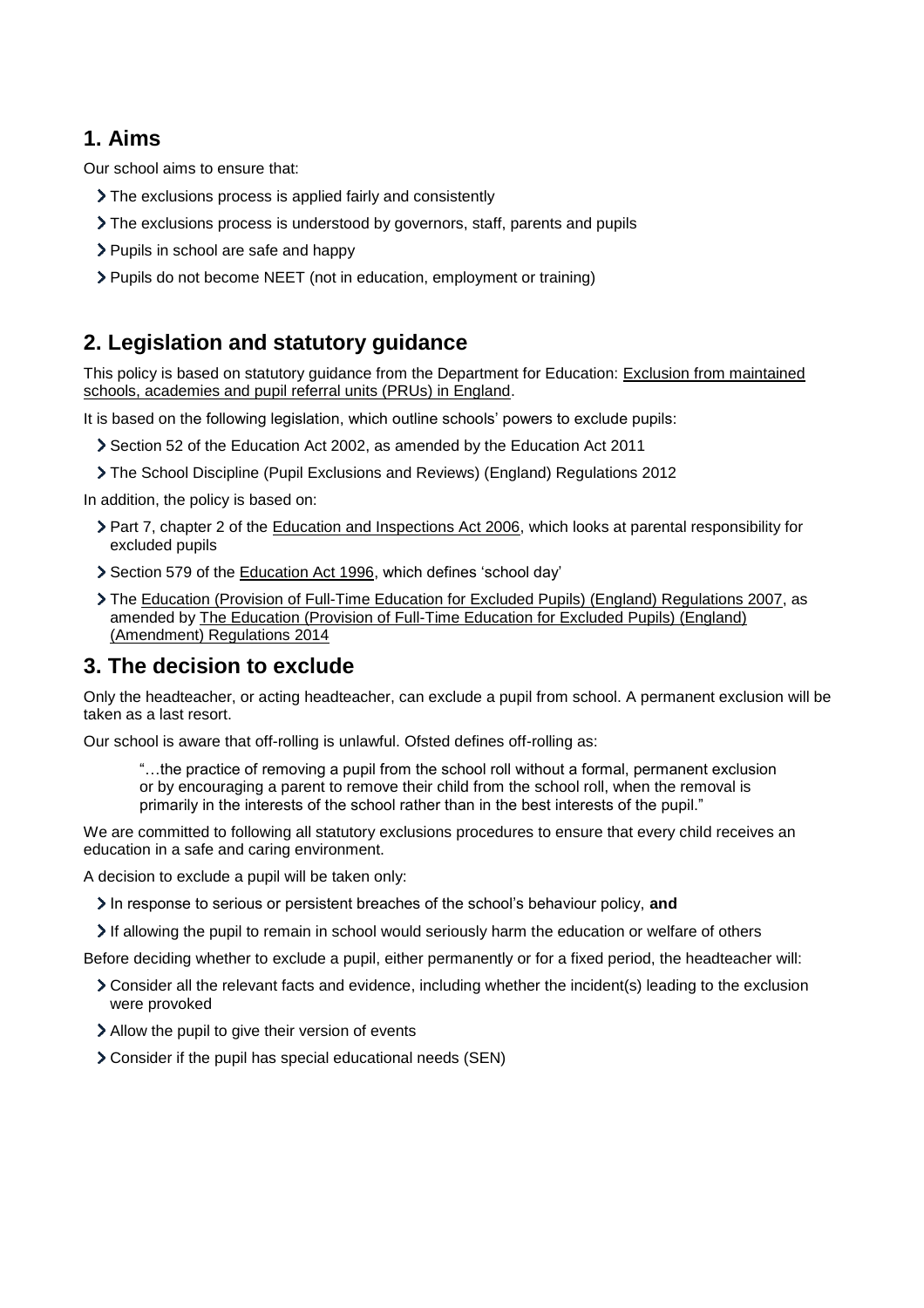## 1. Aims

Our school aims to ensure that:

- The exclusions process is applied fairly and consistently
- The exclusions process is understood by governors, staff, parents and pupils
- Pupils in school are safe and happy
- Pupils do not become NEET (not in education, employment or training)

## 2. Legislation and statutory guidance

This policy is based on statutory guidance from the Department for Education: Exclusion from maintained schools, academies and pupil referral units (PRUs) in England.

It is based on the following legislation, which outline schools' powers to exclude pupils:

- Section 52 of the Education Act 2002, as amended by the Education Act 2011
- The School Discipline (Pupil Exclusions and Reviews) (England) Regulations 2012

In addition, the policy is based on:

- Part 7, chapter 2 of the Education and Inspections Act 2006, which looks at parental responsibility for excluded pupils
- Section 579 of the Education Act 1996, which defines 'school day'
- The Education (Provision of Full-Time Education for Excluded Pupils) (England) Regulations 2007, as amended by The Education (Provision of Full-Time Education for Excluded Pupils) (England) (Amendment) Regulations 2014

## 3. The decision to exclude

Only the headteacher, or acting headteacher, can exclude a pupil from school. A permanent exclusion will be taken as a last resort.

Our school is aware that off-rolling is unlawful. Ofsted defines off-rolling as:

> "…the practice of removing a pupil from the school roll without a formal, permanent exclusion or by encouraging a parent to remove their child from the school roll, when the removal is primarily in the interests of the school rather than in the best interests of the pupil."

We are committed to following all statutory exclusions procedures to ensure that every child receives an education in a safe and caring environment.

A decision to exclude a pupil will be taken only:

- In response to serious or persistent breaches of the school's behaviour policy, **and**
- If allowing the pupil to remain in school would seriously harm the education or welfare of others

Before deciding whether to exclude a pupil, either permanently or for a fixed period, the headteacher will:

- Consider all the relevant facts and evidence, including whether the incident(s) leading to the exclusion were provoked
- Allow the pupil to give their version of events
- Consider if the pupil has special educational needs (SEN)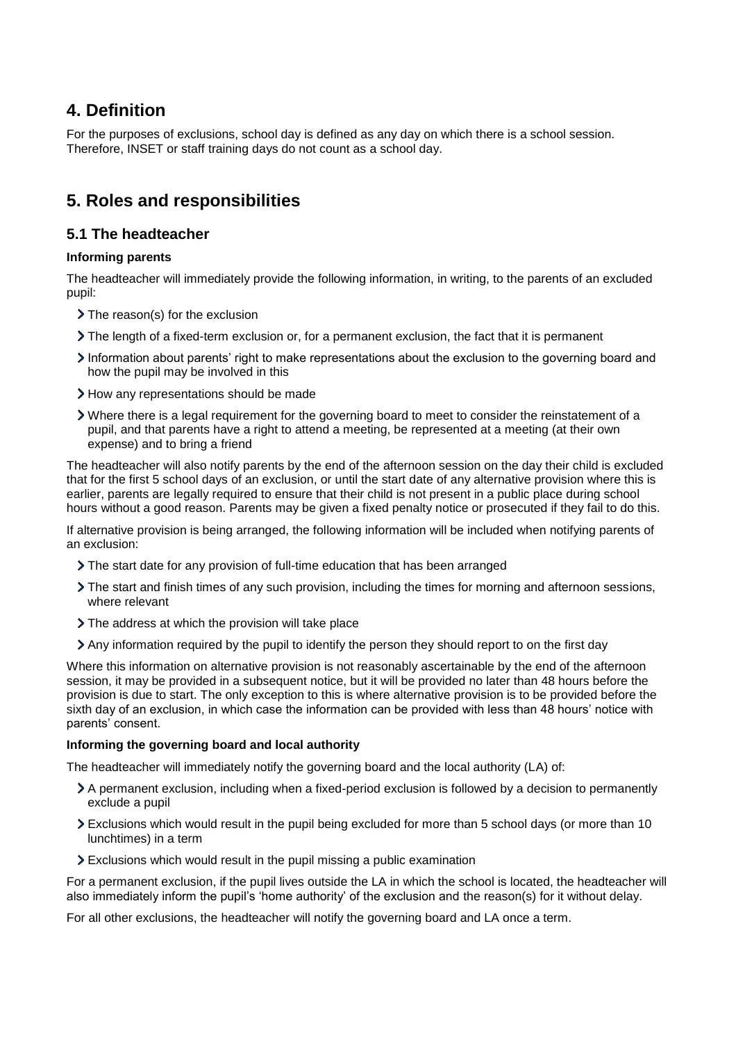## 4. Definition

For the purposes of exclusions, school day is defined as any day on which there is a school session. Therefore, INSET or staff training days do not count as a school day.

## 5. Roles and responsibilities

### 5.1 The headteacher

**Informing parents**

The headteacher will immediately provide the following information, in writing, to the parents of an excluded pupil:

- The reason(s) for the exclusion
- The length of a fixed-term exclusion or, for a permanent exclusion, the fact that it is permanent
- Information about parents' right to make representations about the exclusion to the governing board and how the pupil may be involved in this
- How any representations should be made
- Where there is a legal requirement for the governing board to meet to consider the reinstatement of a pupil, and that parents have a right to attend a meeting, be represented at a meeting (at their own expense) and to bring a friend

The headteacher will also notify parents by the end of the afternoon session on the day their child is excluded that for the first 5 school days of an exclusion, or until the start date of any alternative provision where this is earlier, parents are legally required to ensure that their child is not present in a public place during school hours without a good reason. Parents may be given a fixed penalty notice or prosecuted if they fail to do this.

If alternative provision is being arranged, the following information will be included when notifying parents of an exclusion:

- The start date for any provision of full-time education that has been arranged
- The start and finish times of any such provision, including the times for morning and afternoon sessions, where relevant
- The address at which the provision will take place
- Any information required by the pupil to identify the person they should report to on the first day

Where this information on alternative provision is not reasonably ascertainable by the end of the afternoon session, it may be provided in a subsequent notice, but it will be provided no later than 48 hours before the provision is due to start. The only exception to this is where alternative provision is to be provided before the sixth day of an exclusion, in which case the information can be provided with less than 48 hours' notice with parents' consent.

**Informing the governing board and local authority**

The headteacher will immediately notify the governing board and the local authority (LA) of:

- A permanent exclusion, including when a fixed-period exclusion is followed by a decision to permanently exclude a pupil
- Exclusions which would result in the pupil being excluded for more than 5 school days (or more than 10 lunchtimes) in a term
- Exclusions which would result in the pupil missing a public examination

For a permanent exclusion, if the pupil lives outside the LA in which the school is located, the headteacher will also immediately inform the pupil's 'home authority' of the exclusion and the reason(s) for it without delay.

For all other exclusions, the headteacher will notify the governing board and LA once a term.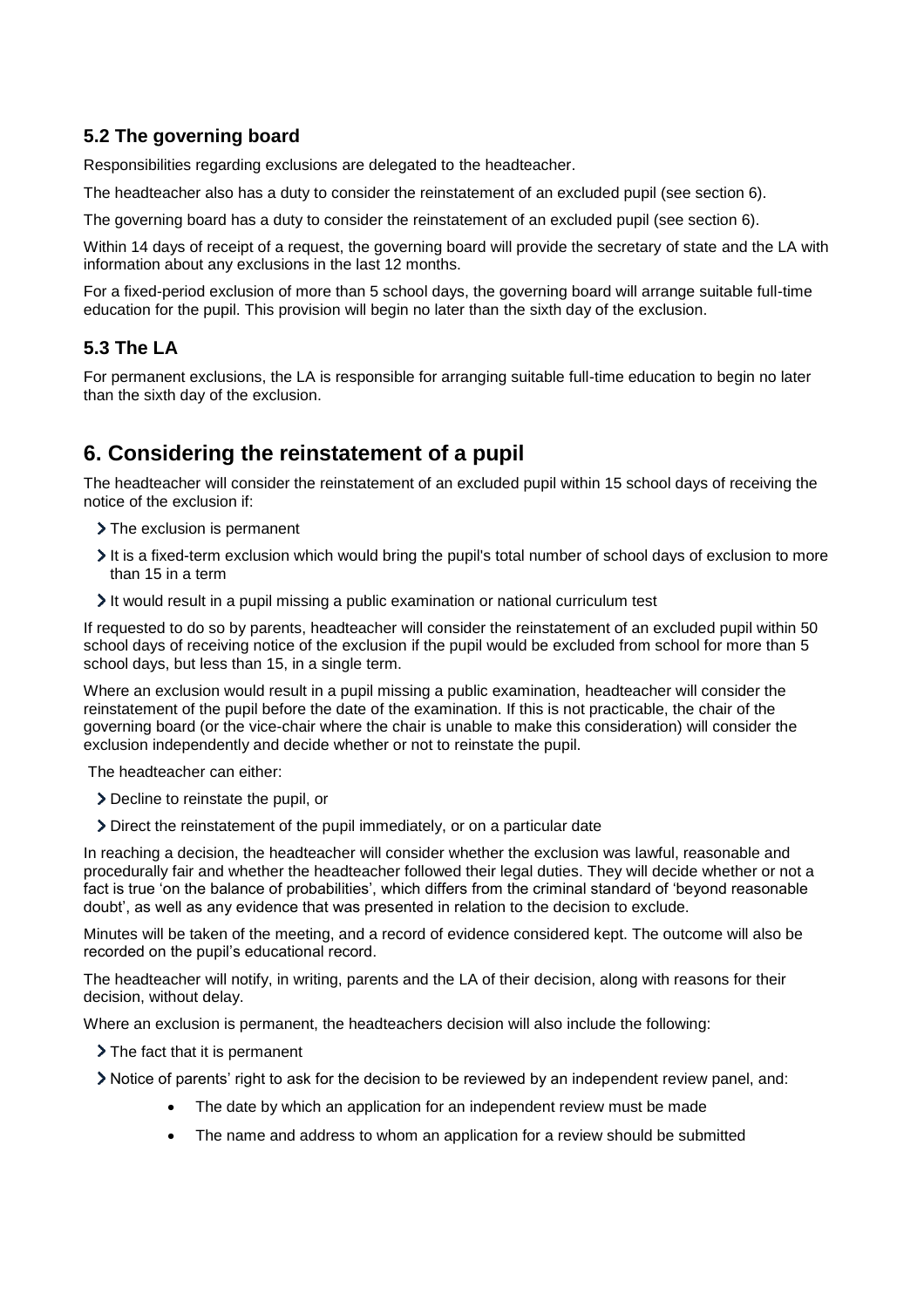### 5.2 The governing board

Responsibilities regarding exclusions are delegated to the headteacher.

The headteacher also has a duty to consider the reinstatement of an excluded pupil (see section 6).

The governing board has a duty to consider the reinstatement of an excluded pupil (see section 6).

Within 14 days of receipt of a request, the governing board will provide the secretary of state and the LA with information about any exclusions in the last 12 months.

For a fixed-period exclusion of more than 5 school days, the governing board will arrange suitable full-time education for the pupil. This provision will begin no later than the sixth day of the exclusion.

### 5.3 The LA

For permanent exclusions, the LA is responsible for arranging suitable full-time education to begin no later than the sixth day of the exclusion.

## 6. Considering the reinstatement of a pupil

The headteacher will consider the reinstatement of an excluded pupil within 15 school days of receiving the notice of the exclusion if:

- The exclusion is permanent
- It is a fixed-term exclusion which would bring the pupil's total number of school days of exclusion to more than 15 in a term
- It would result in a pupil missing a public examination or national curriculum test

If requested to do so by parents, headteacher will consider the reinstatement of an excluded pupil within 50 school days of receiving notice of the exclusion if the pupil would be excluded from school for more than 5 school days, but less than 15, in a single term.

Where an exclusion would result in a pupil missing a public examination, headteacher will consider the reinstatement of the pupil before the date of the examination. If this is not practicable, the chair of the governing board (or the vice-chair where the chair is unable to make this consideration) will consider the exclusion independently and decide whether or not to reinstate the pupil.

The headteacher can either:

- Decline to reinstate the pupil, or
- Direct the reinstatement of the pupil immediately, or on a particular date

In reaching a decision, the headteacher will consider whether the exclusion was lawful, reasonable and procedurally fair and whether the headteacher followed their legal duties. They will decide whether or not a fact is true 'on the balance of probabilities', which differs from the criminal standard of 'beyond reasonable doubt', as well as any evidence that was presented in relation to the decision to exclude.

Minutes will be taken of the meeting, and a record of evidence considered kept. The outcome will also be recorded on the pupil's educational record.

The headteacher will notify, in writing, parents and the LA of their decision, along with reasons for their decision, without delay.

Where an exclusion is permanent, the headteachers decision will also include the following:

- The fact that it is permanent
- Notice of parents' right to ask for the decision to be reviewed by an independent review panel, and:
  - The date by which an application for an independent review must be made
  - The name and address to whom an application for a review should be submitted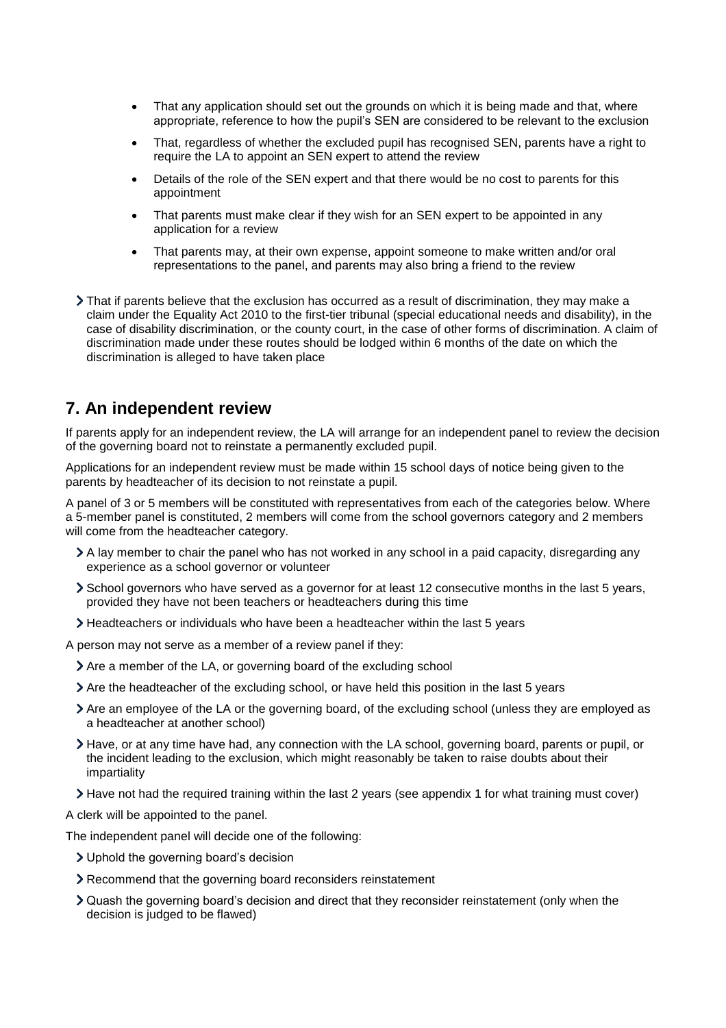- That any application should set out the grounds on which it is being made and that, where appropriate, reference to how the pupil's SEN are considered to be relevant to the exclusion
- That, regardless of whether the excluded pupil has recognised SEN, parents have a right to require the LA to appoint an SEN expert to attend the review
- Details of the role of the SEN expert and that there would be no cost to parents for this appointment
- That parents must make clear if they wish for an SEN expert to be appointed in any application for a review
- That parents may, at their own expense, appoint someone to make written and/or oral representations to the panel, and parents may also bring a friend to the review

- That if parents believe that the exclusion has occurred as a result of discrimination, they may make a claim under the Equality Act 2010 to the first-tier tribunal (special educational needs and disability), in the case of disability discrimination, or the county court, in the case of other forms of discrimination. A claim of discrimination made under these routes should be lodged within 6 months of the date on which the discrimination is alleged to have taken place

## 7. An independent review

If parents apply for an independent review, the LA will arrange for an independent panel to review the decision of the governing board not to reinstate a permanently excluded pupil.

Applications for an independent review must be made within 15 school days of notice being given to the parents by headteacher of its decision to not reinstate a pupil.

A panel of 3 or 5 members will be constituted with representatives from each of the categories below. Where a 5-member panel is constituted, 2 members will come from the school governors category and 2 members will come from the headteacher category.

- A lay member to chair the panel who has not worked in any school in a paid capacity, disregarding any experience as a school governor or volunteer
- School governors who have served as a governor for at least 12 consecutive months in the last 5 years, provided they have not been teachers or headteachers during this time
- Headteachers or individuals who have been a headteacher within the last 5 years

A person may not serve as a member of a review panel if they:

- Are a member of the LA, or governing board of the excluding school
- Are the headteacher of the excluding school, or have held this position in the last 5 years
- Are an employee of the LA or the governing board, of the excluding school (unless they are employed as a headteacher at another school)
- Have, or at any time have had, any connection with the LA school, governing board, parents or pupil, or the incident leading to the exclusion, which might reasonably be taken to raise doubts about their impartiality
- Have not had the required training within the last 2 years (see appendix 1 for what training must cover)

A clerk will be appointed to the panel.

The independent panel will decide one of the following:

- Uphold the governing board's decision
- Recommend that the governing board reconsiders reinstatement
- Quash the governing board's decision and direct that they reconsider reinstatement (only when the decision is judged to be flawed)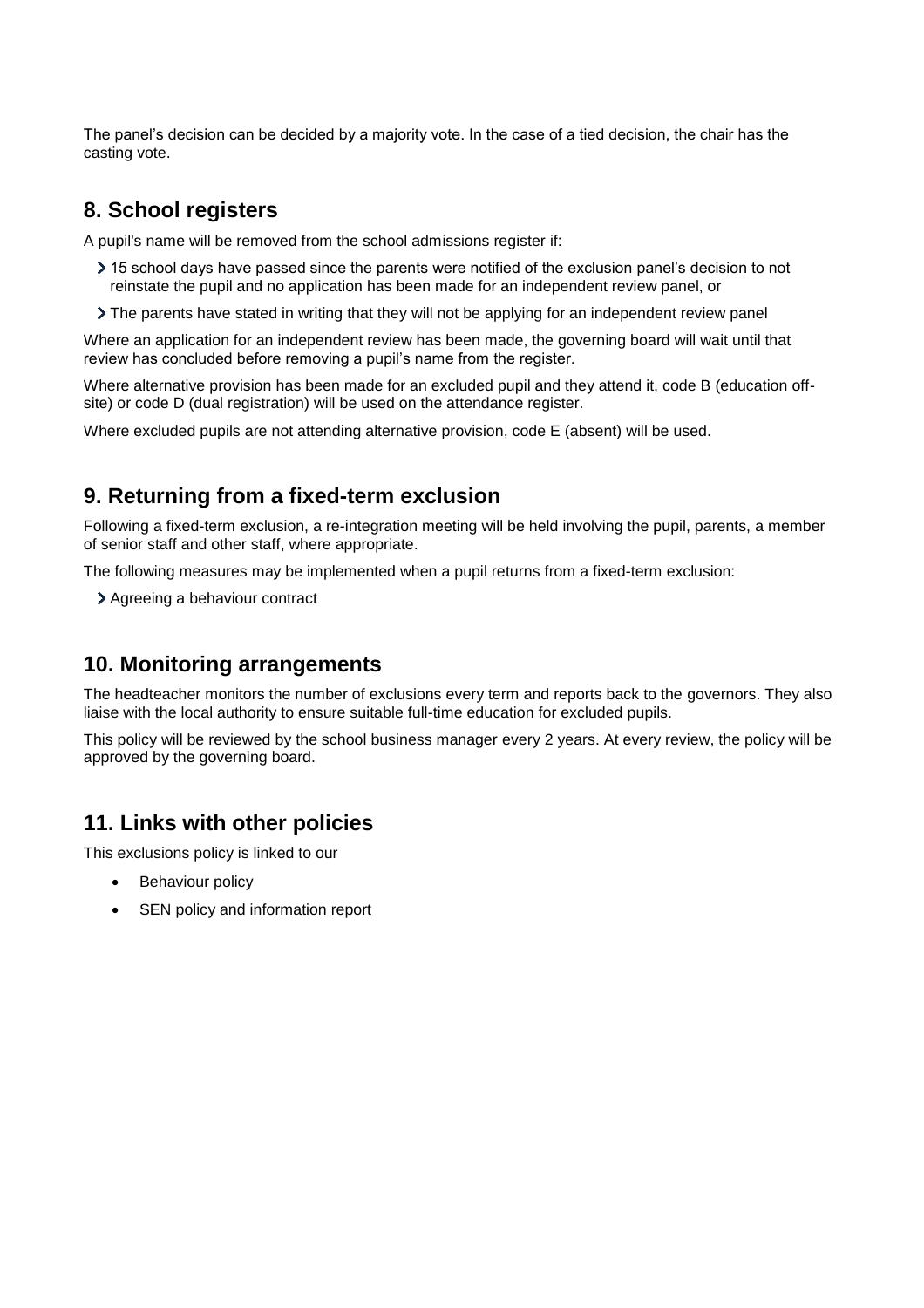The panel's decision can be decided by a majority vote. In the case of a tied decision, the chair has the casting vote.

## 8. School registers

A pupil's name will be removed from the school admissions register if:

- 15 school days have passed since the parents were notified of the exclusion panel's decision to not reinstate the pupil and no application has been made for an independent review panel, or
- The parents have stated in writing that they will not be applying for an independent review panel

Where an application for an independent review has been made, the governing board will wait until that review has concluded before removing a pupil's name from the register.

Where alternative provision has been made for an excluded pupil and they attend it, code B (education off-site) or code D (dual registration) will be used on the attendance register.

Where excluded pupils are not attending alternative provision, code E (absent) will be used.

## 9. Returning from a fixed-term exclusion

Following a fixed-term exclusion, a re-integration meeting will be held involving the pupil, parents, a member of senior staff and other staff, where appropriate.

The following measures may be implemented when a pupil returns from a fixed-term exclusion:

- Agreeing a behaviour contract

## 10. Monitoring arrangements

The headteacher monitors the number of exclusions every term and reports back to the governors. They also liaise with the local authority to ensure suitable full-time education for excluded pupils.

This policy will be reviewed by the school business manager every 2 years. At every review, the policy will be approved by the governing board.

## 11. Links with other policies

This exclusions policy is linked to our

- Behaviour policy
- SEN policy and information report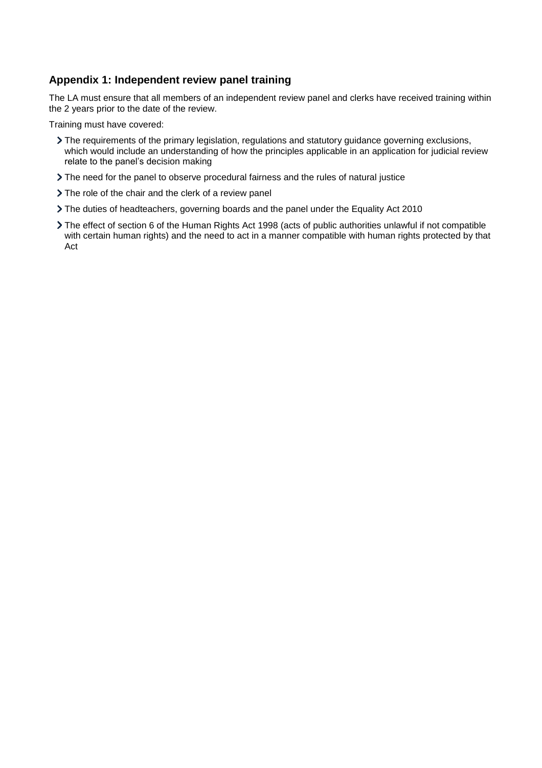## Appendix 1: Independent review panel training

The LA must ensure that all members of an independent review panel and clerks have received training within the 2 years prior to the date of the review.

Training must have covered:

- The requirements of the primary legislation, regulations and statutory guidance governing exclusions, which would include an understanding of how the principles applicable in an application for judicial review relate to the panel's decision making
- The need for the panel to observe procedural fairness and the rules of natural justice
- The role of the chair and the clerk of a review panel
- The duties of headteachers, governing boards and the panel under the Equality Act 2010
- The effect of section 6 of the Human Rights Act 1998 (acts of public authorities unlawful if not compatible with certain human rights) and the need to act in a manner compatible with human rights protected by that Act